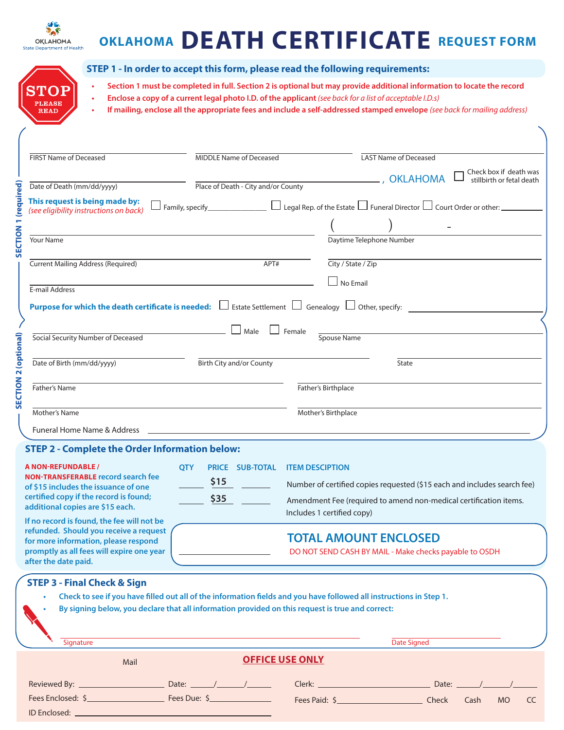OKLAHOMA
State Department of Health

# OKLAHOMA DEATH CERTIFICATE REQUEST FORM

STOP PLEASE READ

## STEP 1 - In order to accept this form, please read the following requirements:

- **Section 1 must be completed in full. Section 2 is optional but may provide additional information to locate the record**
- **Enclose a copy of a current legal photo I.D. of the applicant** *(see back for a list of acceptable I.D.s)*
- **If mailing, enclose all the appropriate fees and include a self-addressed stamped envelope** *(see back for mailing address)*

### SECTION 1 (required)

FIRST Name of Deceased ____________ MIDDLE Name of Deceased ____________ LAST Name of Deceased ____________

Date of Death (mm/dd/yyyy) ____________ Place of Death - City and/or County ____________, OKLAHOMA ☐ Check box if death was stillbirth or fetal death

**This request is being made by:** *(see eligibility instructions on back)* ☐ Family, specify__________ ☐ Legal Rep. of the Estate ☐ Funeral Director ☐ Court Order or other: ________

Your Name ____________ Daytime Telephone Number ( ) -

Current Mailing Address (Required) ____________ APT# ____ City / State / Zip ____________

E-mail Address ____________ ☐ No Email

**Purpose for which the death certificate is needed:** ☐ Estate Settlement ☐ Genealogy ☐ Other, specify: ____________

### SECTION 2 (optional)

Social Security Number of Deceased ____________ ☐ Male ☐ Female Spouse Name ____________

Date of Birth (mm/dd/yyyy) ____________ Birth City and/or County ____________ State ____________

Father's Name ____________ Father's Birthplace ____________

Mother's Name ____________ Mother's Birthplace ____________

Funeral Home Name & Address ____________

## STEP 2 - Complete the Order Information below:

**A NON-REFUNDABLE / NON-TRANSFERABLE record search fee of $15 includes the issuance of one certified copy if the record is found; additional copies are $15 each.**

**If no record is found, the fee will not be refunded. Should you receive a request for more information, please respond promptly as all fees will expire one year after the date paid.**

| QTY | PRICE | SUB-TOTAL | ITEM DESCIPTION |
|---|---|---|---|
| ____ | $15 | ____ | Number of certified copies requested ($15 each and includes search fee) |
| ____ | $35 | ____ | Amendment Fee (required to amend non-medical certification items. Includes 1 certified copy) |

____________ **TOTAL AMOUNT ENCLOSED**

DO NOT SEND CASH BY MAIL - Make checks payable to OSDH

## STEP 3 - Final Check & Sign

- **Check to see if you have filled out all of the information fields and you have followed all instructions in Step 1.**
- **By signing below, you declare that all information provided on this request is true and correct:**

Signature ____________ Date Signed ____________

**OFFICE USE ONLY**

Mail

Reviewed By: ____________ Date: ___/___/___ Clerk: ____________ Date: ___/___/___

Fees Enclosed: $__________ Fees Due: $__________ Fees Paid: $__________ Check Cash MO CC

ID Enclosed: ____________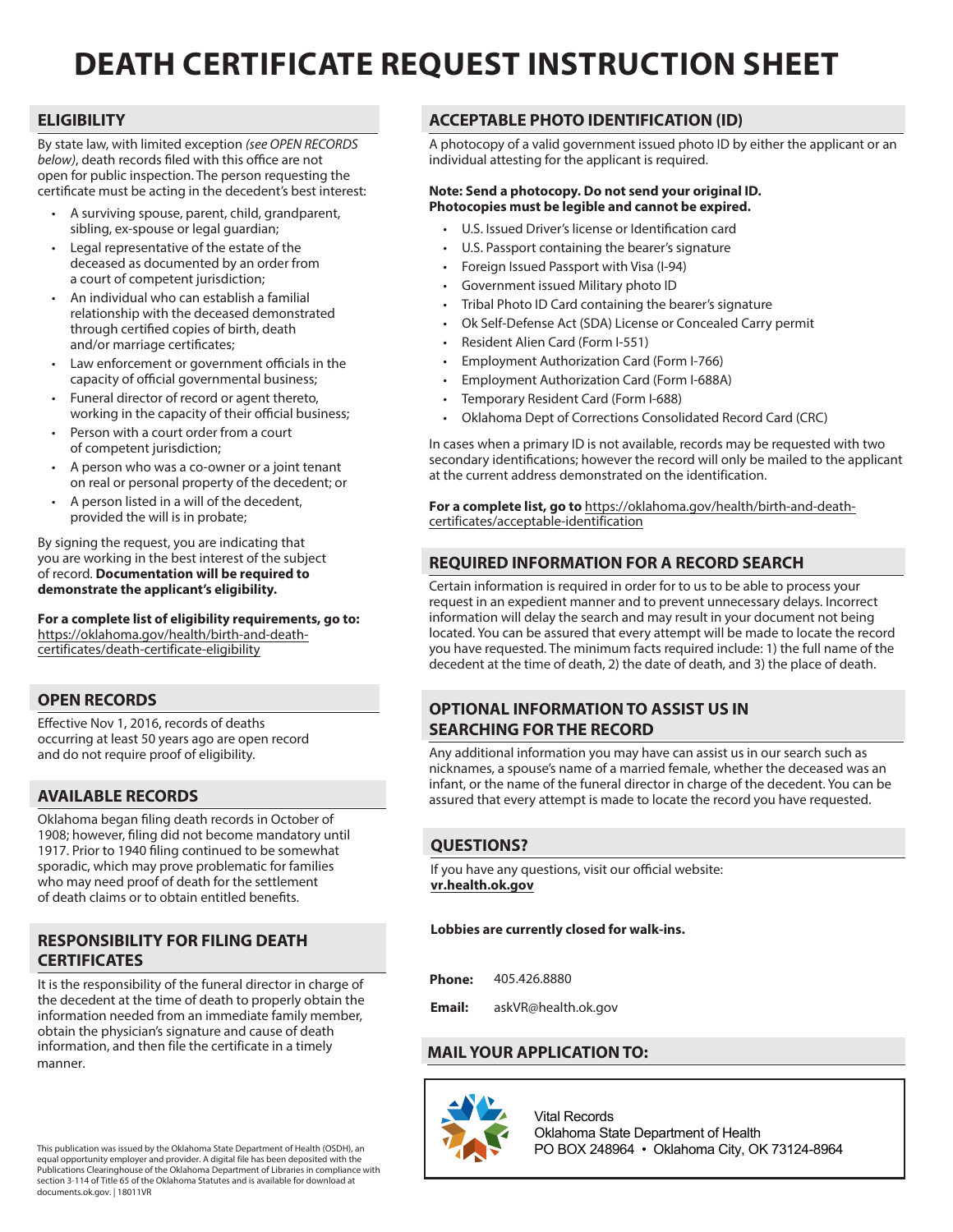# DEATH CERTIFICATE REQUEST INSTRUCTION SHEET

## ELIGIBILITY

By state law, with limited exception *(see OPEN RECORDS below)*, death records filed with this office are not open for public inspection. The person requesting the certificate must be acting in the decedent's best interest:

- A surviving spouse, parent, child, grandparent, sibling, ex-spouse or legal guardian;
- Legal representative of the estate of the deceased as documented by an order from a court of competent jurisdiction;
- An individual who can establish a familial relationship with the deceased demonstrated through certified copies of birth, death and/or marriage certificates;
- Law enforcement or government officials in the capacity of official governmental business;
- Funeral director of record or agent thereto, working in the capacity of their official business;
- Person with a court order from a court of competent jurisdiction;
- A person who was a co-owner or a joint tenant on real or personal property of the decedent; or
- A person listed in a will of the decedent, provided the will is in probate;

By signing the request, you are indicating that you are working in the best interest of the subject of record. **Documentation will be required to demonstrate the applicant's eligibility.**

**For a complete list of eligibility requirements, go to:** https://oklahoma.gov/health/birth-and-death-certificates/death-certificate-eligibility

## OPEN RECORDS

Effective Nov 1, 2016, records of deaths occurring at least 50 years ago are open record and do not require proof of eligibility.

## AVAILABLE RECORDS

Oklahoma began filing death records in October of 1908; however, filing did not become mandatory until 1917. Prior to 1940 filing continued to be somewhat sporadic, which may prove problematic for families who may need proof of death for the settlement of death claims or to obtain entitled benefits.

## RESPONSIBILITY FOR FILING DEATH CERTIFICATES

It is the responsibility of the funeral director in charge of the decedent at the time of death to properly obtain the information needed from an immediate family member, obtain the physician's signature and cause of death information, and then file the certificate in a timely manner.

This publication was issued by the Oklahoma State Department of Health (OSDH), an equal opportunity employer and provider. A digital file has been deposited with the Publications Clearinghouse of the Oklahoma Department of Libraries in compliance with section 3-114 of Title 65 of the Oklahoma Statutes and is available for download at documents.ok.gov. | 18011VR

## ACCEPTABLE PHOTO IDENTIFICATION (ID)

A photocopy of a valid government issued photo ID by either the applicant or an individual attesting for the applicant is required.

**Note: Send a photocopy. Do not send your original ID. Photocopies must be legible and cannot be expired.**

- U.S. Issued Driver's license or Identification card
- U.S. Passport containing the bearer's signature
- Foreign Issued Passport with Visa (I-94)
- Government issued Military photo ID
- Tribal Photo ID Card containing the bearer's signature
- Ok Self-Defense Act (SDA) License or Concealed Carry permit
- Resident Alien Card (Form I-551)
- Employment Authorization Card (Form I-766)
- Employment Authorization Card (Form I-688A)
- Temporary Resident Card (Form I-688)
- Oklahoma Dept of Corrections Consolidated Record Card (CRC)

In cases when a primary ID is not available, records may be requested with two secondary identifications; however the record will only be mailed to the applicant at the current address demonstrated on the identification.

**For a complete list, go to** https://oklahoma.gov/health/birth-and-death-certificates/acceptable-identification

## REQUIRED INFORMATION FOR A RECORD SEARCH

Certain information is required in order for to us to be able to process your request in an expedient manner and to prevent unnecessary delays. Incorrect information will delay the search and may result in your document not being located. You can be assured that every attempt will be made to locate the record you have requested. The minimum facts required include: 1) the full name of the decedent at the time of death, 2) the date of death, and 3) the place of death.

## OPTIONAL INFORMATION TO ASSIST US IN SEARCHING FOR THE RECORD

Any additional information you may have can assist us in our search such as nicknames, a spouse's name of a married female, whether the deceased was an infant, or the name of the funeral director in charge of the decedent. You can be assured that every attempt is made to locate the record you have requested.

## QUESTIONS?

If you have any questions, visit our official website: **vr.health.ok.gov**

**Lobbies are currently closed for walk-ins.**

**Phone:** 405.426.8880

**Email:** askVR@health.ok.gov

## MAIL YOUR APPLICATION TO:

Vital Records
Oklahoma State Department of Health
PO BOX 248964 • Oklahoma City, OK 73124-8964